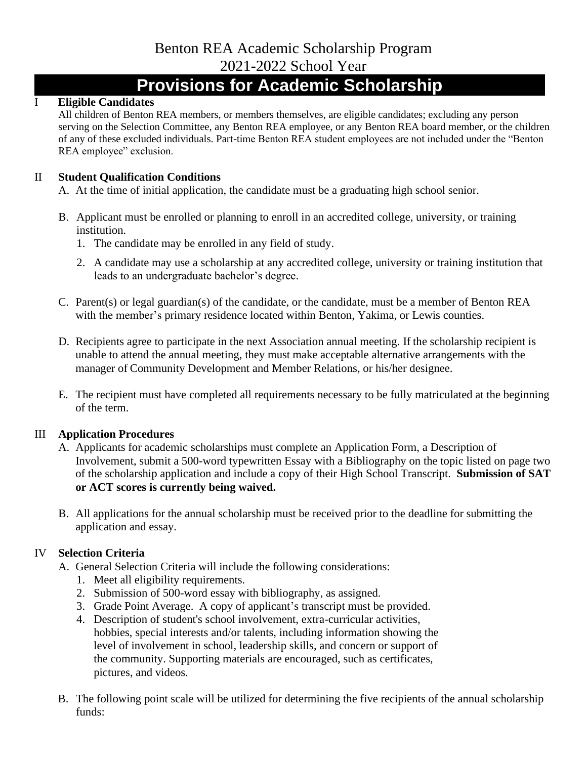# Benton REA Academic Scholarship Program
## 2021-2022 School Year

# Provisions for Academic Scholarship

I **Eligible Candidates**

All children of Benton REA members, or members themselves, are eligible candidates; excluding any person serving on the Selection Committee, any Benton REA employee, or any Benton REA board member, or the children of any of these excluded individuals. Part-time Benton REA student employees are not included under the "Benton REA employee" exclusion.

II **Student Qualification Conditions**

A. At the time of initial application, the candidate must be a graduating high school senior.

B. Applicant must be enrolled or planning to enroll in an accredited college, university, or training institution.
   1. The candidate may be enrolled in any field of study.
   2. A candidate may use a scholarship at any accredited college, university or training institution that leads to an undergraduate bachelor's degree.

C. Parent(s) or legal guardian(s) of the candidate, or the candidate, must be a member of Benton REA with the member's primary residence located within Benton, Yakima, or Lewis counties.

D. Recipients agree to participate in the next Association annual meeting. If the scholarship recipient is unable to attend the annual meeting, they must make acceptable alternative arrangements with the manager of Community Development and Member Relations, or his/her designee.

E. The recipient must have completed all requirements necessary to be fully matriculated at the beginning of the term.

III **Application Procedures**

A. Applicants for academic scholarships must complete an Application Form, a Description of Involvement, submit a 500-word typewritten Essay with a Bibliography on the topic listed on page two of the scholarship application and include a copy of their High School Transcript. **Submission of SAT or ACT scores is currently being waived.**

B. All applications for the annual scholarship must be received prior to the deadline for submitting the application and essay.

IV **Selection Criteria**

A. General Selection Criteria will include the following considerations:
   1. Meet all eligibility requirements.
   2. Submission of 500-word essay with bibliography, as assigned.
   3. Grade Point Average. A copy of applicant's transcript must be provided.
   4. Description of student's school involvement, extra-curricular activities, hobbies, special interests and/or talents, including information showing the level of involvement in school, leadership skills, and concern or support of the community. Supporting materials are encouraged, such as certificates, pictures, and videos.

B. The following point scale will be utilized for determining the five recipients of the annual scholarship funds: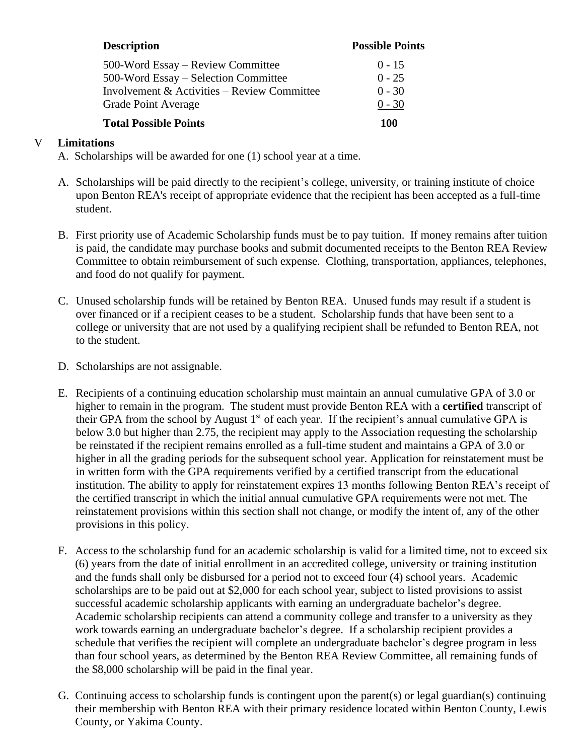| Description | Possible Points |
|---|---|
| 500-Word Essay – Review Committee | 0 - 15 |
| 500-Word Essay – Selection Committee | 0 - 25 |
| Involvement & Activities – Review Committee | 0 - 30 |
| Grade Point Average | 0 - 30 |
| **Total Possible Points** | **100** |

## V Limitations

A. Scholarships will be awarded for one (1) school year at a time.

A. Scholarships will be paid directly to the recipient's college, university, or training institute of choice upon Benton REA's receipt of appropriate evidence that the recipient has been accepted as a full-time student.

B. First priority use of Academic Scholarship funds must be to pay tuition. If money remains after tuition is paid, the candidate may purchase books and submit documented receipts to the Benton REA Review Committee to obtain reimbursement of such expense. Clothing, transportation, appliances, telephones, and food do not qualify for payment.

C. Unused scholarship funds will be retained by Benton REA. Unused funds may result if a student is over financed or if a recipient ceases to be a student. Scholarship funds that have been sent to a college or university that are not used by a qualifying recipient shall be refunded to Benton REA, not to the student.

D. Scholarships are not assignable.

E. Recipients of a continuing education scholarship must maintain an annual cumulative GPA of 3.0 or higher to remain in the program. The student must provide Benton REA with a **certified** transcript of their GPA from the school by August 1st of each year. If the recipient's annual cumulative GPA is below 3.0 but higher than 2.75, the recipient may apply to the Association requesting the scholarship be reinstated if the recipient remains enrolled as a full-time student and maintains a GPA of 3.0 or higher in all the grading periods for the subsequent school year. Application for reinstatement must be in written form with the GPA requirements verified by a certified transcript from the educational institution. The ability to apply for reinstatement expires 13 months following Benton REA's receipt of the certified transcript in which the initial annual cumulative GPA requirements were not met. The reinstatement provisions within this section shall not change, or modify the intent of, any of the other provisions in this policy.

F. Access to the scholarship fund for an academic scholarship is valid for a limited time, not to exceed six (6) years from the date of initial enrollment in an accredited college, university or training institution and the funds shall only be disbursed for a period not to exceed four (4) school years. Academic scholarships are to be paid out at $2,000 for each school year, subject to listed provisions to assist successful academic scholarship applicants with earning an undergraduate bachelor's degree. Academic scholarship recipients can attend a community college and transfer to a university as they work towards earning an undergraduate bachelor's degree. If a scholarship recipient provides a schedule that verifies the recipient will complete an undergraduate bachelor's degree program in less than four school years, as determined by the Benton REA Review Committee, all remaining funds of the $8,000 scholarship will be paid in the final year.

G. Continuing access to scholarship funds is contingent upon the parent(s) or legal guardian(s) continuing their membership with Benton REA with their primary residence located within Benton County, Lewis County, or Yakima County.